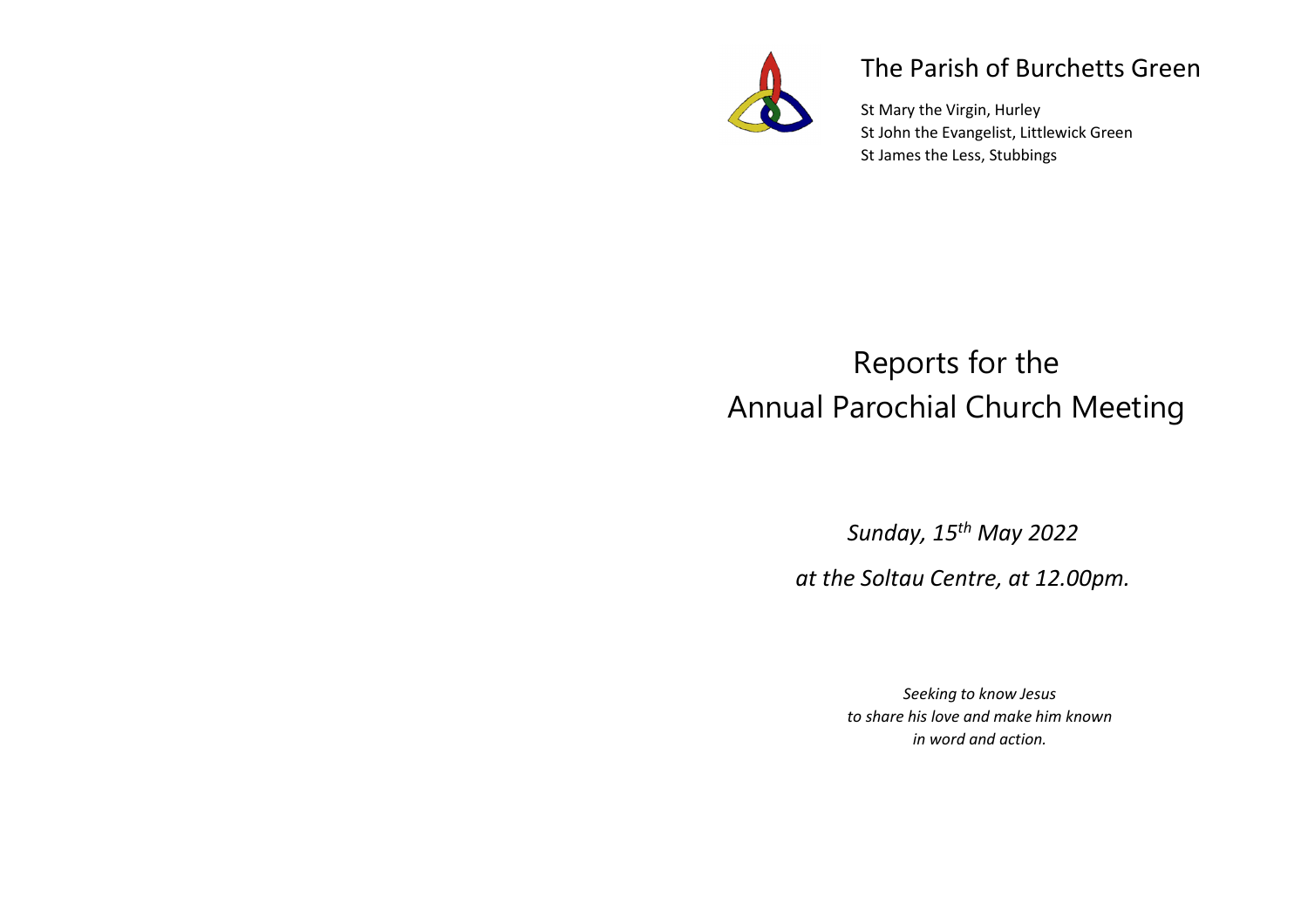# The Parish of Burchetts Green

St Mary the Virgin, Hurley
St John the Evangelist, Littlewick Green
St James the Less, Stubbings

# Reports for the Annual Parochial Church Meeting

*Sunday, 15th May 2022*

*at the Soltau Centre, at 12.00pm.*

*Seeking to know Jesus*
*to share his love and make him known*
*in word and action.*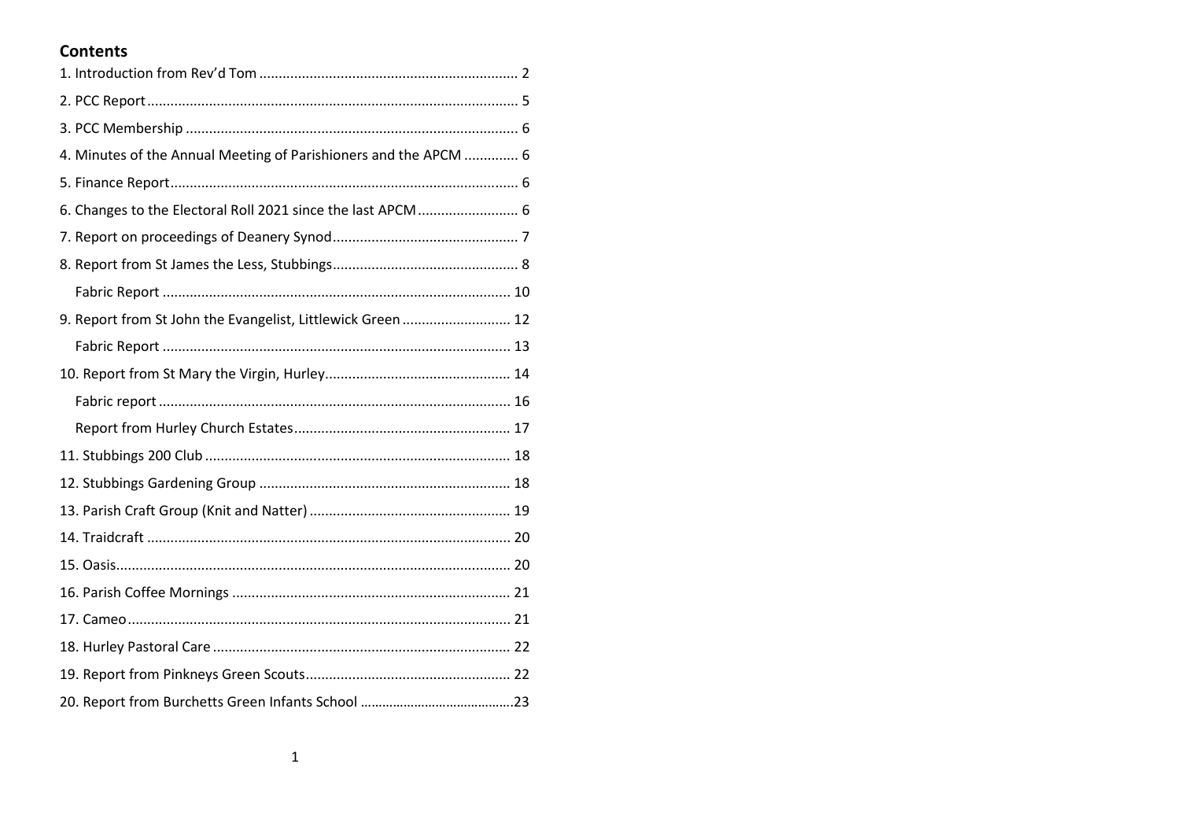## Contents

1. Introduction from Rev'd Tom .......... 2
2. PCC Report .......... 5
3. PCC Membership .......... 6
4. Minutes of the Annual Meeting of Parishioners and the APCM .......... 6
5. Finance Report .......... 6
6. Changes to the Electoral Roll 2021 since the last APCM .......... 6
7. Report on proceedings of Deanery Synod .......... 7
8. Report from St James the Less, Stubbings .......... 8
    - Fabric Report .......... 10
9. Report from St John the Evangelist, Littlewick Green .......... 12
    - Fabric Report .......... 13
10. Report from St Mary the Virgin, Hurley .......... 14
    - Fabric report .......... 16
    - Report from Hurley Church Estates .......... 17
11. Stubbings 200 Club .......... 18
12. Stubbings Gardening Group .......... 18
13. Parish Craft Group (Knit and Natter) .......... 19
14. Traidcraft .......... 20
15. Oasis .......... 20
16. Parish Coffee Mornings .......... 21
17. Cameo .......... 21
18. Hurley Pastoral Care .......... 22
19. Report from Pinkneys Green Scouts .......... 22
20. Report from Burchetts Green Infants School .......... 23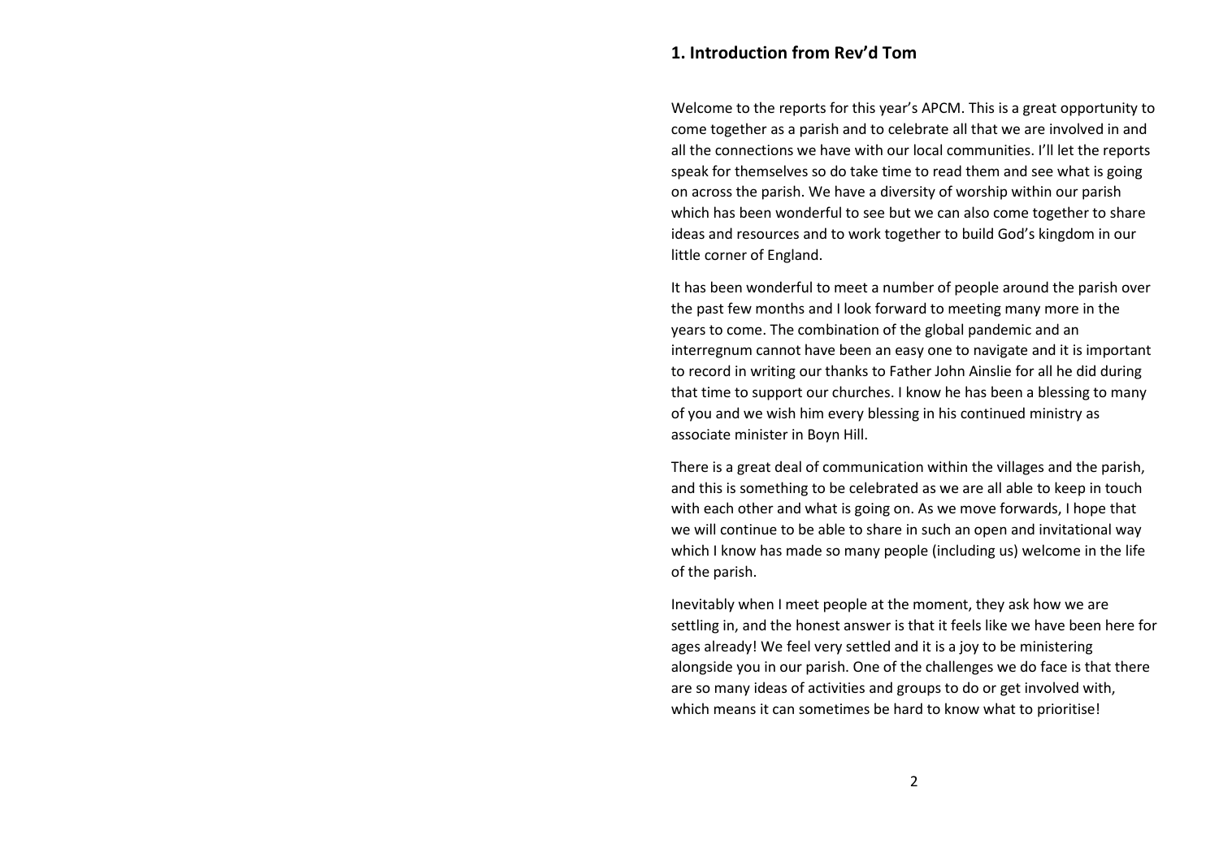## 1. Introduction from Rev'd Tom

Welcome to the reports for this year's APCM. This is a great opportunity to come together as a parish and to celebrate all that we are involved in and all the connections we have with our local communities. I'll let the reports speak for themselves so do take time to read them and see what is going on across the parish. We have a diversity of worship within our parish which has been wonderful to see but we can also come together to share ideas and resources and to work together to build God's kingdom in our little corner of England.

It has been wonderful to meet a number of people around the parish over the past few months and I look forward to meeting many more in the years to come. The combination of the global pandemic and an interregnum cannot have been an easy one to navigate and it is important to record in writing our thanks to Father John Ainslie for all he did during that time to support our churches. I know he has been a blessing to many of you and we wish him every blessing in his continued ministry as associate minister in Boyn Hill.

There is a great deal of communication within the villages and the parish, and this is something to be celebrated as we are all able to keep in touch with each other and what is going on. As we move forwards, I hope that we will continue to be able to share in such an open and invitational way which I know has made so many people (including us) welcome in the life of the parish.

Inevitably when I meet people at the moment, they ask how we are settling in, and the honest answer is that it feels like we have been here for ages already! We feel very settled and it is a joy to be ministering alongside you in our parish. One of the challenges we do face is that there are so many ideas of activities and groups to do or get involved with, which means it can sometimes be hard to know what to prioritise!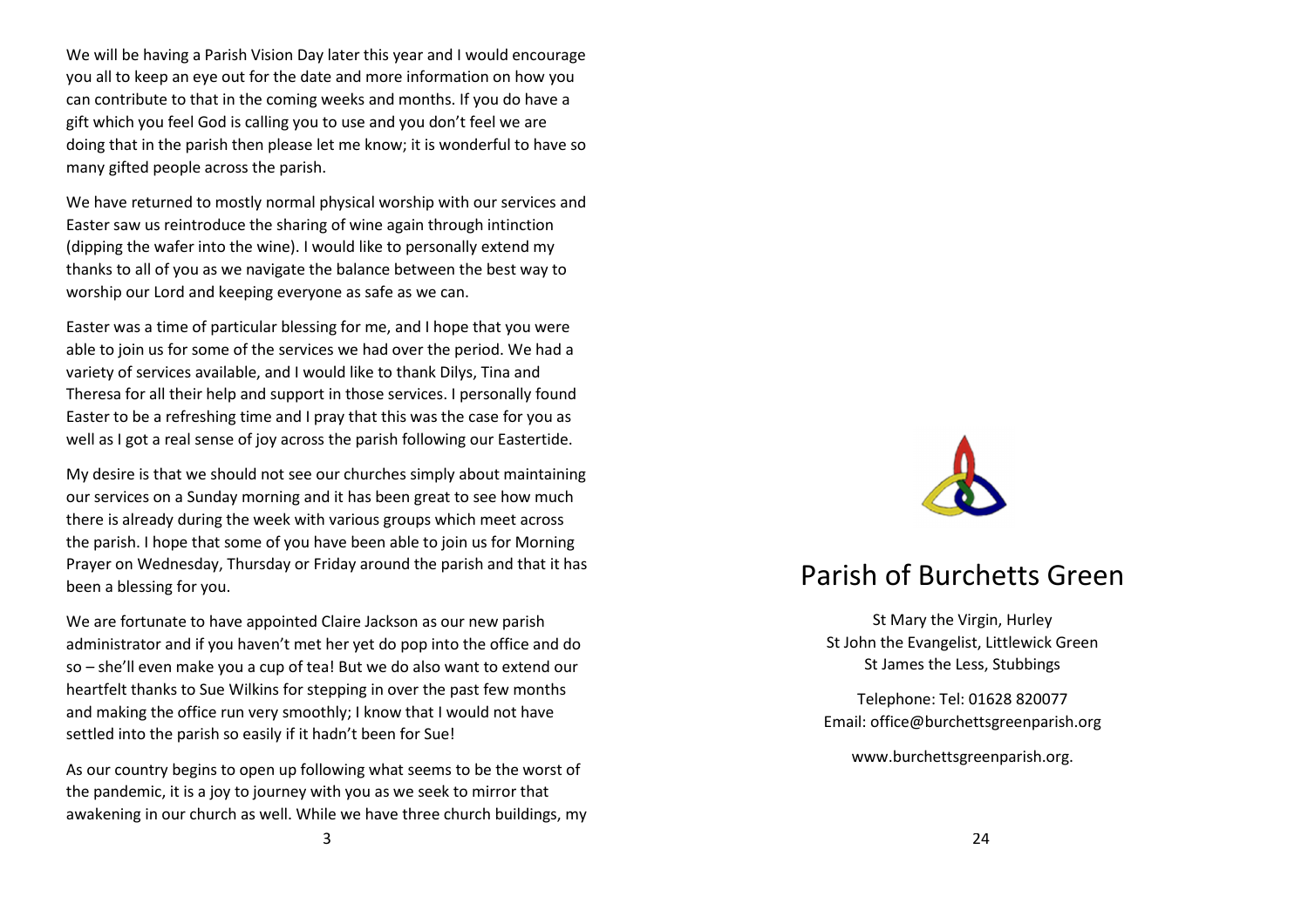We will be having a Parish Vision Day later this year and I would encourage you all to keep an eye out for the date and more information on how you can contribute to that in the coming weeks and months. If you do have a gift which you feel God is calling you to use and you don't feel we are doing that in the parish then please let me know; it is wonderful to have so many gifted people across the parish.

We have returned to mostly normal physical worship with our services and Easter saw us reintroduce the sharing of wine again through intinction (dipping the wafer into the wine). I would like to personally extend my thanks to all of you as we navigate the balance between the best way to worship our Lord and keeping everyone as safe as we can.

Easter was a time of particular blessing for me, and I hope that you were able to join us for some of the services we had over the period. We had a variety of services available, and I would like to thank Dilys, Tina and Theresa for all their help and support in those services. I personally found Easter to be a refreshing time and I pray that this was the case for you as well as I got a real sense of joy across the parish following our Eastertide.

My desire is that we should not see our churches simply about maintaining our services on a Sunday morning and it has been great to see how much there is already during the week with various groups which meet across the parish. I hope that some of you have been able to join us for Morning Prayer on Wednesday, Thursday or Friday around the parish and that it has been a blessing for you.

We are fortunate to have appointed Claire Jackson as our new parish administrator and if you haven't met her yet do pop into the office and do so – she'll even make you a cup of tea! But we do also want to extend our heartfelt thanks to Sue Wilkins for stepping in over the past few months and making the office run very smoothly; I know that I would not have settled into the parish so easily if it hadn't been for Sue!

As our country begins to open up following what seems to be the worst of the pandemic, it is a joy to journey with you as we seek to mirror that awakening in our church as well. While we have three church buildings, my

# Parish of Burchetts Green

St Mary the Virgin, Hurley
St John the Evangelist, Littlewick Green
St James the Less, Stubbings

Telephone: Tel: 01628 820077
Email: office@burchettsgreenparish.org

www.burchettsgreenparish.org.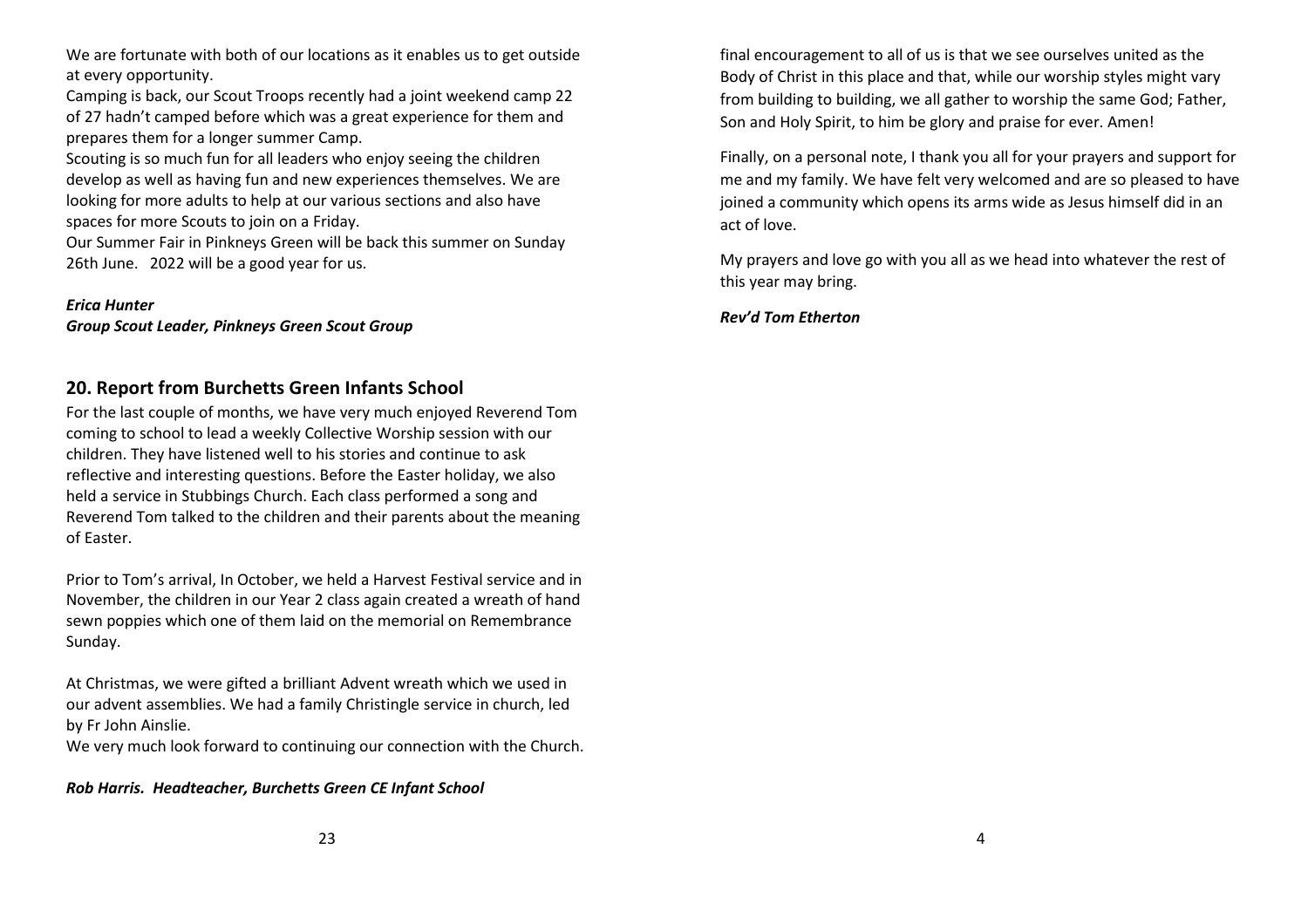We are fortunate with both of our locations as it enables us to get outside at every opportunity.

Camping is back, our Scout Troops recently had a joint weekend camp 22 of 27 hadn't camped before which was a great experience for them and prepares them for a longer summer Camp.

Scouting is so much fun for all leaders who enjoy seeing the children develop as well as having fun and new experiences themselves. We are looking for more adults to help at our various sections and also have spaces for more Scouts to join on a Friday.

Our Summer Fair in Pinkneys Green will be back this summer on Sunday 26th June. 2022 will be a good year for us.

***Erica Hunter***
***Group Scout Leader, Pinkneys Green Scout Group***

## 20. Report from Burchetts Green Infants School

For the last couple of months, we have very much enjoyed Reverend Tom coming to school to lead a weekly Collective Worship session with our children. They have listened well to his stories and continue to ask reflective and interesting questions. Before the Easter holiday, we also held a service in Stubbings Church. Each class performed a song and Reverend Tom talked to the children and their parents about the meaning of Easter.

Prior to Tom's arrival, In October, we held a Harvest Festival service and in November, the children in our Year 2 class again created a wreath of hand sewn poppies which one of them laid on the memorial on Remembrance Sunday.

At Christmas, we were gifted a brilliant Advent wreath which we used in our advent assemblies. We had a family Christingle service in church, led by Fr John Ainslie.

We very much look forward to continuing our connection with the Church.

***Rob Harris. Headteacher, Burchetts Green CE Infant School***

final encouragement to all of us is that we see ourselves united as the Body of Christ in this place and that, while our worship styles might vary from building to building, we all gather to worship the same God; Father, Son and Holy Spirit, to him be glory and praise for ever. Amen!

Finally, on a personal note, I thank you all for your prayers and support for me and my family. We have felt very welcomed and are so pleased to have joined a community which opens its arms wide as Jesus himself did in an act of love.

My prayers and love go with you all as we head into whatever the rest of this year may bring.

***Rev'd Tom Etherton***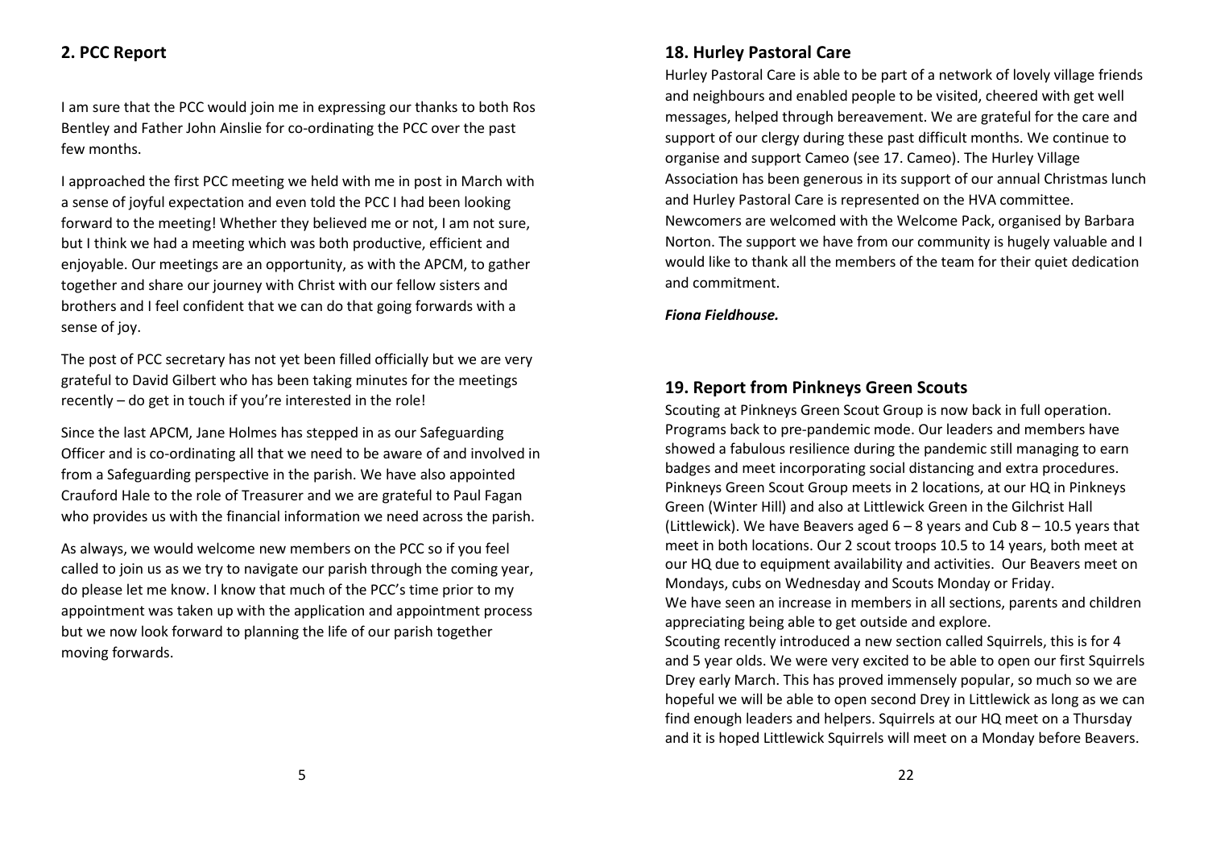## 2. PCC Report

I am sure that the PCC would join me in expressing our thanks to both Ros Bentley and Father John Ainslie for co-ordinating the PCC over the past few months.

I approached the first PCC meeting we held with me in post in March with a sense of joyful expectation and even told the PCC I had been looking forward to the meeting! Whether they believed me or not, I am not sure, but I think we had a meeting which was both productive, efficient and enjoyable. Our meetings are an opportunity, as with the APCM, to gather together and share our journey with Christ with our fellow sisters and brothers and I feel confident that we can do that going forwards with a sense of joy.

The post of PCC secretary has not yet been filled officially but we are very grateful to David Gilbert who has been taking minutes for the meetings recently – do get in touch if you're interested in the role!

Since the last APCM, Jane Holmes has stepped in as our Safeguarding Officer and is co-ordinating all that we need to be aware of and involved in from a Safeguarding perspective in the parish. We have also appointed Crauford Hale to the role of Treasurer and we are grateful to Paul Fagan who provides us with the financial information we need across the parish.

As always, we would welcome new members on the PCC so if you feel called to join us as we try to navigate our parish through the coming year, do please let me know. I know that much of the PCC's time prior to my appointment was taken up with the application and appointment process but we now look forward to planning the life of our parish together moving forwards.

## 18. Hurley Pastoral Care

Hurley Pastoral Care is able to be part of a network of lovely village friends and neighbours and enabled people to be visited, cheered with get well messages, helped through bereavement. We are grateful for the care and support of our clergy during these past difficult months. We continue to organise and support Cameo (see 17. Cameo). The Hurley Village Association has been generous in its support of our annual Christmas lunch and Hurley Pastoral Care is represented on the HVA committee. Newcomers are welcomed with the Welcome Pack, organised by Barbara Norton. The support we have from our community is hugely valuable and I would like to thank all the members of the team for their quiet dedication and commitment.

***Fiona Fieldhouse.***

## 19. Report from Pinkneys Green Scouts

Scouting at Pinkneys Green Scout Group is now back in full operation. Programs back to pre-pandemic mode. Our leaders and members have showed a fabulous resilience during the pandemic still managing to earn badges and meet incorporating social distancing and extra procedures. Pinkneys Green Scout Group meets in 2 locations, at our HQ in Pinkneys Green (Winter Hill) and also at Littlewick Green in the Gilchrist Hall (Littlewick). We have Beavers aged 6 – 8 years and Cub 8 – 10.5 years that meet in both locations. Our 2 scout troops 10.5 to 14 years, both meet at our HQ due to equipment availability and activities. Our Beavers meet on Mondays, cubs on Wednesday and Scouts Monday or Friday.
We have seen an increase in members in all sections, parents and children appreciating being able to get outside and explore.
Scouting recently introduced a new section called Squirrels, this is for 4 and 5 year olds. We were very excited to be able to open our first Squirrels Drey early March. This has proved immensely popular, so much so we are hopeful we will be able to open second Drey in Littlewick as long as we can find enough leaders and helpers. Squirrels at our HQ meet on a Thursday and it is hoped Littlewick Squirrels will meet on a Monday before Beavers.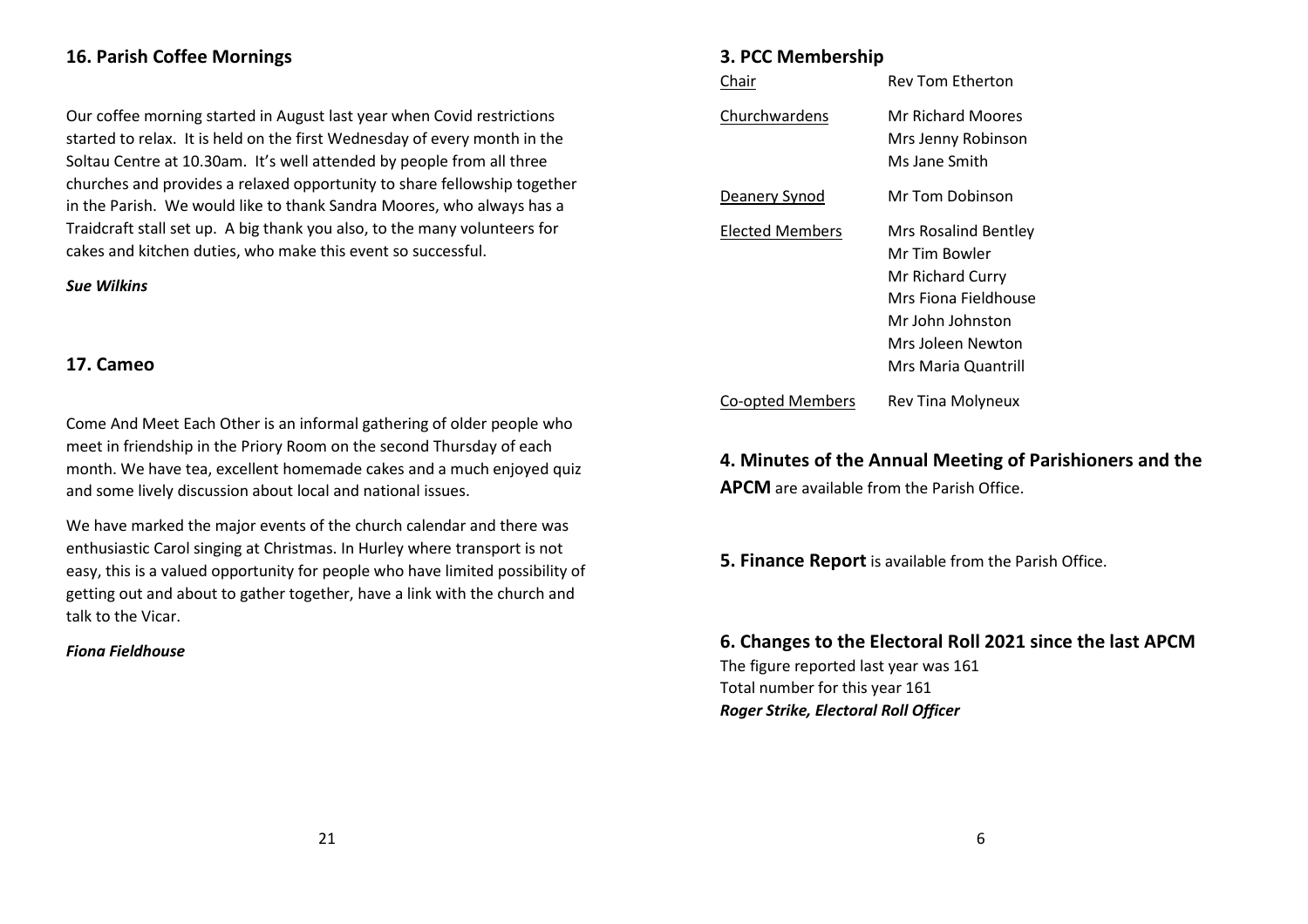## 16. Parish Coffee Mornings

Our coffee morning started in August last year when Covid restrictions started to relax. It is held on the first Wednesday of every month in the Soltau Centre at 10.30am. It's well attended by people from all three churches and provides a relaxed opportunity to share fellowship together in the Parish. We would like to thank Sandra Moores, who always has a Traidcraft stall set up. A big thank you also, to the many volunteers for cakes and kitchen duties, who make this event so successful.

***Sue Wilkins***

## 17. Cameo

Come And Meet Each Other is an informal gathering of older people who meet in friendship in the Priory Room on the second Thursday of each month. We have tea, excellent homemade cakes and a much enjoyed quiz and some lively discussion about local and national issues.

We have marked the major events of the church calendar and there was enthusiastic Carol singing at Christmas. In Hurley where transport is not easy, this is a valued opportunity for people who have limited possibility of getting out and about to gather together, have a link with the church and talk to the Vicar.

***Fiona Fieldhouse***

## 3. PCC Membership

| | |
|---|---|
| Chair | Rev Tom Etherton |
| Churchwardens | Mr Richard Moores<br>Mrs Jenny Robinson<br>Ms Jane Smith |
| Deanery Synod | Mr Tom Dobinson |
| Elected Members | Mrs Rosalind Bentley<br>Mr Tim Bowler<br>Mr Richard Curry<br>Mrs Fiona Fieldhouse<br>Mr John Johnston<br>Mrs Joleen Newton<br>Mrs Maria Quantrill |
| Co-opted Members | Rev Tina Molyneux |

**4. Minutes of the Annual Meeting of Parishioners and the APCM** are available from the Parish Office.

**5. Finance Report** is available from the Parish Office.

## 6. Changes to the Electoral Roll 2021 since the last APCM

The figure reported last year was 161
Total number for this year 161
***Roger Strike, Electoral Roll Officer***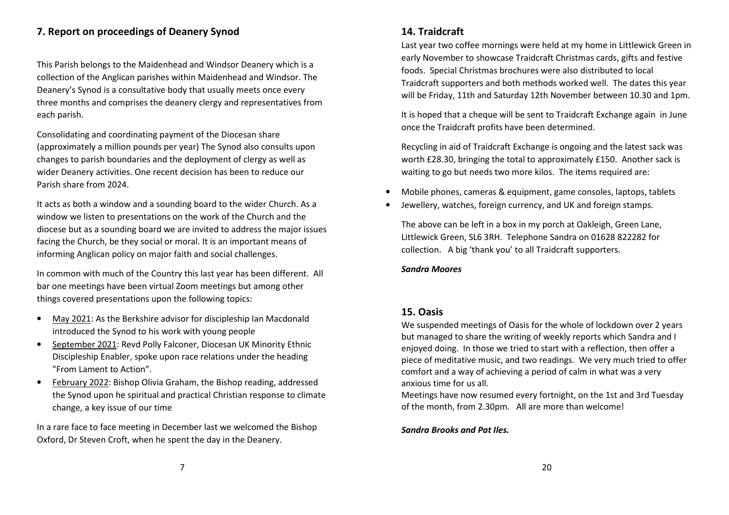## 7. Report on proceedings of Deanery Synod

This Parish belongs to the Maidenhead and Windsor Deanery which is a collection of the Anglican parishes within Maidenhead and Windsor. The Deanery's Synod is a consultative body that usually meets once every three months and comprises the deanery clergy and representatives from each parish.

Consolidating and coordinating payment of the Diocesan share (approximately a million pounds per year) The Synod also consults upon changes to parish boundaries and the deployment of clergy as well as wider Deanery activities. One recent decision has been to reduce our Parish share from 2024.

It acts as both a window and a sounding board to the wider Church. As a window we listen to presentations on the work of the Church and the diocese but as a sounding board we are invited to address the major issues facing the Church, be they social or moral. It is an important means of informing Anglican policy on major faith and social challenges.

In common with much of the Country this last year has been different. All bar one meetings have been virtual Zoom meetings but among other things covered presentations upon the following topics:

- May 2021: As the Berkshire advisor for discipleship Ian Macdonald introduced the Synod to his work with young people
- September 2021: Revd Polly Falconer, Diocesan UK Minority Ethnic Discipleship Enabler, spoke upon race relations under the heading "From Lament to Action".
- February 2022: Bishop Olivia Graham, the Bishop reading, addressed the Synod upon he spiritual and practical Christian response to climate change, a key issue of our time

In a rare face to face meeting in December last we welcomed the Bishop Oxford, Dr Steven Croft, when he spent the day in the Deanery.

## 14. Traidcraft

Last year two coffee mornings were held at my home in Littlewick Green in early November to showcase Traidcraft Christmas cards, gifts and festive foods. Special Christmas brochures were also distributed to local Traidcraft supporters and both methods worked well. The dates this year will be Friday, 11th and Saturday 12th November between 10.30 and 1pm.

It is hoped that a cheque will be sent to Traidcraft Exchange again in June once the Traidcraft profits have been determined.

Recycling in aid of Traidcraft Exchange is ongoing and the latest sack was worth £28.30, bringing the total to approximately £150. Another sack is waiting to go but needs two more kilos. The items required are:

- Mobile phones, cameras & equipment, game consoles, laptops, tablets
- Jewellery, watches, foreign currency, and UK and foreign stamps.

The above can be left in a box in my porch at Oakleigh, Green Lane, Littlewick Green, SL6 3RH. Telephone Sandra on 01628 822282 for collection. A big 'thank you' to all Traidcraft supporters.

***Sandra Moores***

## 15. Oasis

We suspended meetings of Oasis for the whole of lockdown over 2 years but managed to share the writing of weekly reports which Sandra and I enjoyed doing. In those we tried to start with a reflection, then offer a piece of meditative music, and two readings. We very much tried to offer comfort and a way of achieving a period of calm in what was a very anxious time for us all.

Meetings have now resumed every fortnight, on the 1st and 3rd Tuesday of the month, from 2.30pm. All are more than welcome!

***Sandra Brooks and Pat Iles.***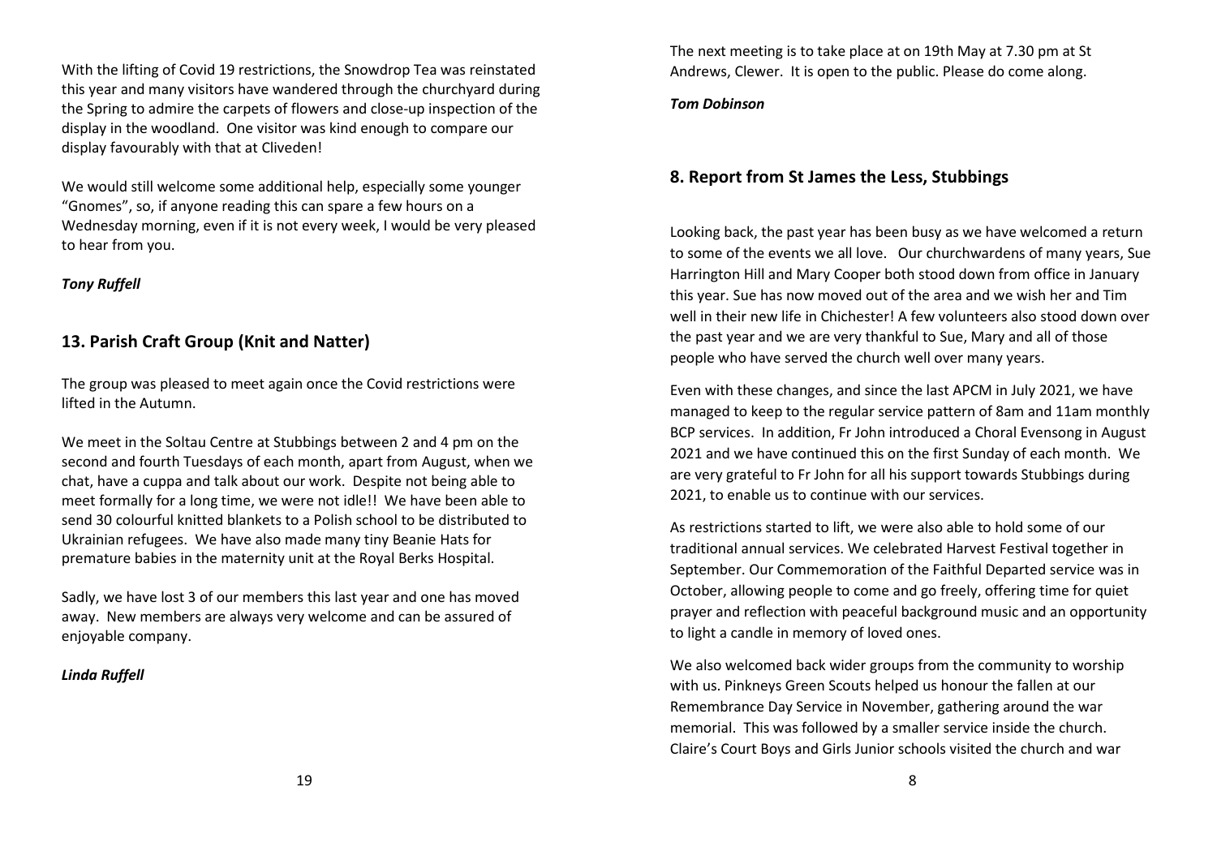With the lifting of Covid 19 restrictions, the Snowdrop Tea was reinstated this year and many visitors have wandered through the churchyard during the Spring to admire the carpets of flowers and close-up inspection of the display in the woodland. One visitor was kind enough to compare our display favourably with that at Cliveden!

We would still welcome some additional help, especially some younger "Gnomes", so, if anyone reading this can spare a few hours on a Wednesday morning, even if it is not every week, I would be very pleased to hear from you.

***Tony Ruffell***

## 13. Parish Craft Group (Knit and Natter)

The group was pleased to meet again once the Covid restrictions were lifted in the Autumn.

We meet in the Soltau Centre at Stubbings between 2 and 4 pm on the second and fourth Tuesdays of each month, apart from August, when we chat, have a cuppa and talk about our work. Despite not being able to meet formally for a long time, we were not idle!! We have been able to send 30 colourful knitted blankets to a Polish school to be distributed to Ukrainian refugees. We have also made many tiny Beanie Hats for premature babies in the maternity unit at the Royal Berks Hospital.

Sadly, we have lost 3 of our members this last year and one has moved away. New members are always very welcome and can be assured of enjoyable company.

***Linda Ruffell***

The next meeting is to take place at on 19th May at 7.30 pm at St Andrews, Clewer. It is open to the public. Please do come along.

***Tom Dobinson***

## 8. Report from St James the Less, Stubbings

Looking back, the past year has been busy as we have welcomed a return to some of the events we all love. Our churchwardens of many years, Sue Harrington Hill and Mary Cooper both stood down from office in January this year. Sue has now moved out of the area and we wish her and Tim well in their new life in Chichester! A few volunteers also stood down over the past year and we are very thankful to Sue, Mary and all of those people who have served the church well over many years.

Even with these changes, and since the last APCM in July 2021, we have managed to keep to the regular service pattern of 8am and 11am monthly BCP services. In addition, Fr John introduced a Choral Evensong in August 2021 and we have continued this on the first Sunday of each month. We are very grateful to Fr John for all his support towards Stubbings during 2021, to enable us to continue with our services.

As restrictions started to lift, we were also able to hold some of our traditional annual services. We celebrated Harvest Festival together in September. Our Commemoration of the Faithful Departed service was in October, allowing people to come and go freely, offering time for quiet prayer and reflection with peaceful background music and an opportunity to light a candle in memory of loved ones.

We also welcomed back wider groups from the community to worship with us. Pinkneys Green Scouts helped us honour the fallen at our Remembrance Day Service in November, gathering around the war memorial. This was followed by a smaller service inside the church. Claire's Court Boys and Girls Junior schools visited the church and war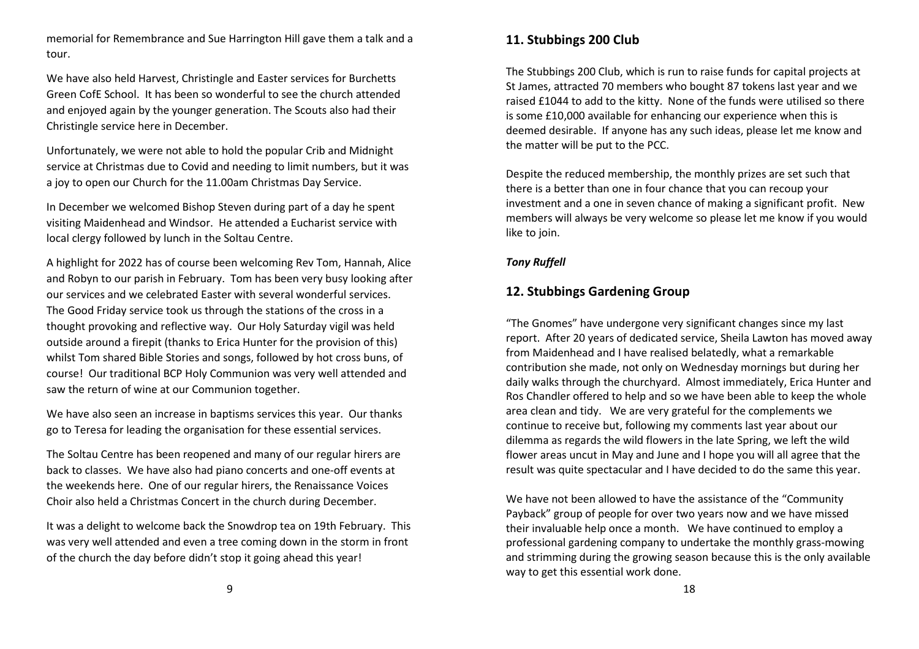memorial for Remembrance and Sue Harrington Hill gave them a talk and a tour.

We have also held Harvest, Christingle and Easter services for Burchetts Green CofE School. It has been so wonderful to see the church attended and enjoyed again by the younger generation. The Scouts also had their Christingle service here in December.

Unfortunately, we were not able to hold the popular Crib and Midnight service at Christmas due to Covid and needing to limit numbers, but it was a joy to open our Church for the 11.00am Christmas Day Service.

In December we welcomed Bishop Steven during part of a day he spent visiting Maidenhead and Windsor. He attended a Eucharist service with local clergy followed by lunch in the Soltau Centre.

A highlight for 2022 has of course been welcoming Rev Tom, Hannah, Alice and Robyn to our parish in February. Tom has been very busy looking after our services and we celebrated Easter with several wonderful services. The Good Friday service took us through the stations of the cross in a thought provoking and reflective way. Our Holy Saturday vigil was held outside around a firepit (thanks to Erica Hunter for the provision of this) whilst Tom shared Bible Stories and songs, followed by hot cross buns, of course! Our traditional BCP Holy Communion was very well attended and saw the return of wine at our Communion together.

We have also seen an increase in baptisms services this year. Our thanks go to Teresa for leading the organisation for these essential services.

The Soltau Centre has been reopened and many of our regular hirers are back to classes. We have also had piano concerts and one-off events at the weekends here. One of our regular hirers, the Renaissance Voices Choir also held a Christmas Concert in the church during December.

It was a delight to welcome back the Snowdrop tea on 19th February. This was very well attended and even a tree coming down in the storm in front of the church the day before didn't stop it going ahead this year!

## 11. Stubbings 200 Club

The Stubbings 200 Club, which is run to raise funds for capital projects at St James, attracted 70 members who bought 87 tokens last year and we raised £1044 to add to the kitty. None of the funds were utilised so there is some £10,000 available for enhancing our experience when this is deemed desirable. If anyone has any such ideas, please let me know and the matter will be put to the PCC.

Despite the reduced membership, the monthly prizes are set such that there is a better than one in four chance that you can recoup your investment and a one in seven chance of making a significant profit. New members will always be very welcome so please let me know if you would like to join.

***Tony Ruffell***

## 12. Stubbings Gardening Group

"The Gnomes" have undergone very significant changes since my last report. After 20 years of dedicated service, Sheila Lawton has moved away from Maidenhead and I have realised belatedly, what a remarkable contribution she made, not only on Wednesday mornings but during her daily walks through the churchyard. Almost immediately, Erica Hunter and Ros Chandler offered to help and so we have been able to keep the whole area clean and tidy. We are very grateful for the complements we continue to receive but, following my comments last year about our dilemma as regards the wild flowers in the late Spring, we left the wild flower areas uncut in May and June and I hope you will all agree that the result was quite spectacular and I have decided to do the same this year.

We have not been allowed to have the assistance of the "Community Payback" group of people for over two years now and we have missed their invaluable help once a month. We have continued to employ a professional gardening company to undertake the monthly grass-mowing and strimming during the growing season because this is the only available way to get this essential work done.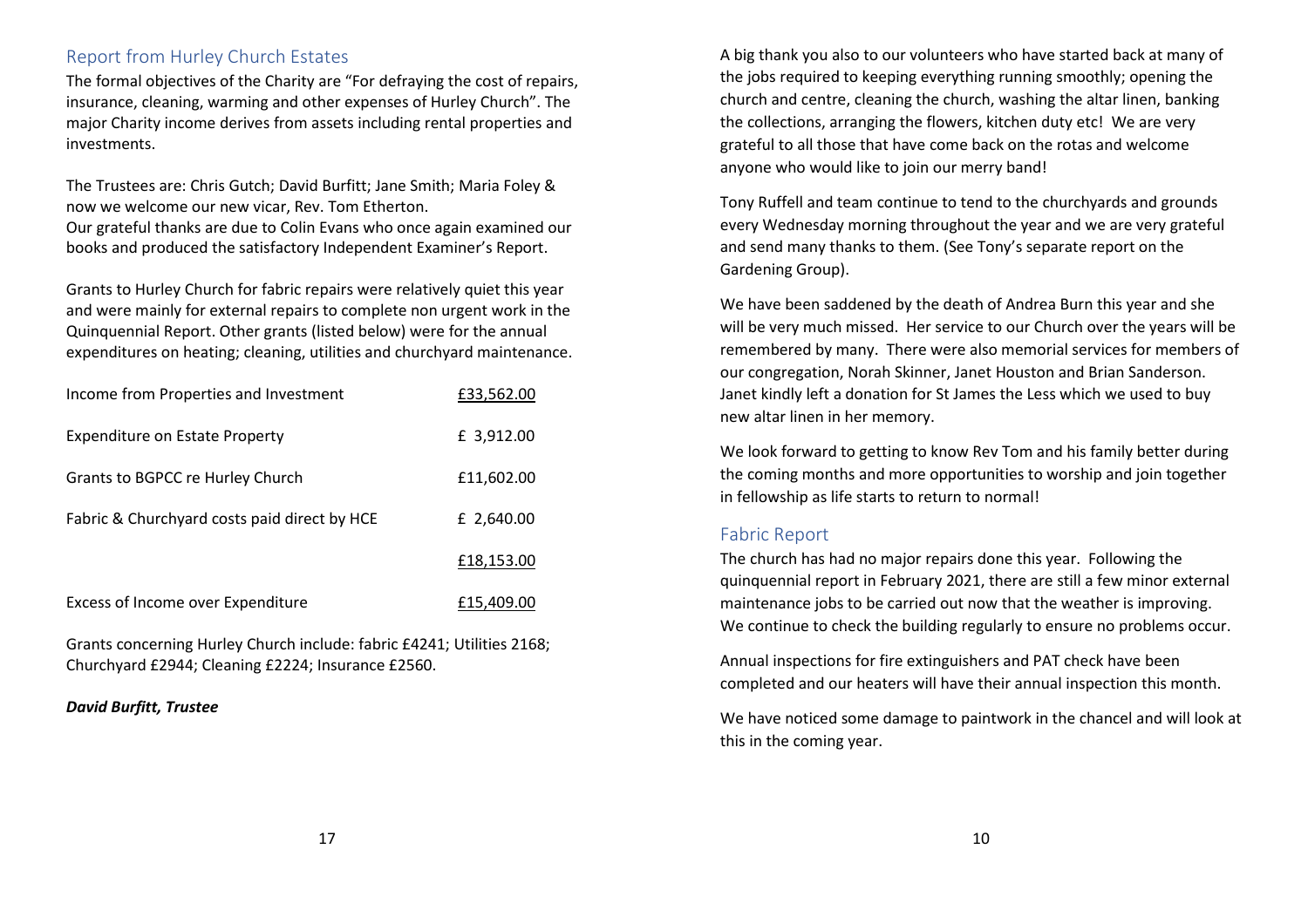## Report from Hurley Church Estates

The formal objectives of the Charity are "For defraying the cost of repairs, insurance, cleaning, warming and other expenses of Hurley Church". The major Charity income derives from assets including rental properties and investments.

The Trustees are: Chris Gutch; David Burfitt; Jane Smith; Maria Foley & now we welcome our new vicar, Rev. Tom Etherton.
Our grateful thanks are due to Colin Evans who once again examined our books and produced the satisfactory Independent Examiner's Report.

Grants to Hurley Church for fabric repairs were relatively quiet this year and were mainly for external repairs to complete non urgent work in the Quinquennial Report. Other grants (listed below) were for the annual expenditures on heating; cleaning, utilities and churchyard maintenance.

| | |
|---|---|
| Income from Properties and Investment | £33,562.00 |
| Expenditure on Estate Property | £ 3,912.00 |
| Grants to BGPCC re Hurley Church | £11,602.00 |
| Fabric & Churchyard costs paid direct by HCE | £ 2,640.00 |
| | £18,153.00 |
| Excess of Income over Expenditure | £15,409.00 |

Grants concerning Hurley Church include: fabric £4241; Utilities 2168; Churchyard £2944; Cleaning £2224; Insurance £2560.

***David Burfitt, Trustee***

A big thank you also to our volunteers who have started back at many of the jobs required to keeping everything running smoothly; opening the church and centre, cleaning the church, washing the altar linen, banking the collections, arranging the flowers, kitchen duty etc! We are very grateful to all those that have come back on the rotas and welcome anyone who would like to join our merry band!

Tony Ruffell and team continue to tend to the churchyards and grounds every Wednesday morning throughout the year and we are very grateful and send many thanks to them. (See Tony's separate report on the Gardening Group).

We have been saddened by the death of Andrea Burn this year and she will be very much missed. Her service to our Church over the years will be remembered by many. There were also memorial services for members of our congregation, Norah Skinner, Janet Houston and Brian Sanderson. Janet kindly left a donation for St James the Less which we used to buy new altar linen in her memory.

We look forward to getting to know Rev Tom and his family better during the coming months and more opportunities to worship and join together in fellowship as life starts to return to normal!

## Fabric Report

The church has had no major repairs done this year. Following the quinquennial report in February 2021, there are still a few minor external maintenance jobs to be carried out now that the weather is improving. We continue to check the building regularly to ensure no problems occur.

Annual inspections for fire extinguishers and PAT check have been completed and our heaters will have their annual inspection this month.

We have noticed some damage to paintwork in the chancel and will look at this in the coming year.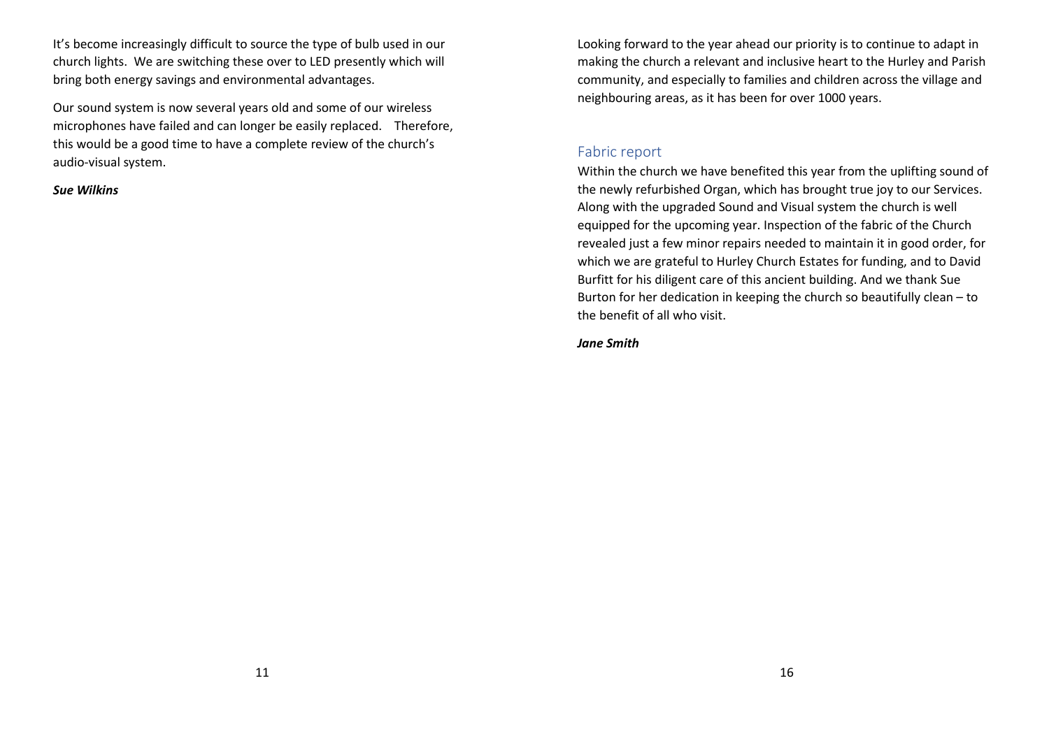It's become increasingly difficult to source the type of bulb used in our church lights. We are switching these over to LED presently which will bring both energy savings and environmental advantages.

Our sound system is now several years old and some of our wireless microphones have failed and can longer be easily replaced. Therefore, this would be a good time to have a complete review of the church's audio-visual system.

***Sue Wilkins***

Looking forward to the year ahead our priority is to continue to adapt in making the church a relevant and inclusive heart to the Hurley and Parish community, and especially to families and children across the village and neighbouring areas, as it has been for over 1000 years.

## Fabric report

Within the church we have benefited this year from the uplifting sound of the newly refurbished Organ, which has brought true joy to our Services. Along with the upgraded Sound and Visual system the church is well equipped for the upcoming year. Inspection of the fabric of the Church revealed just a few minor repairs needed to maintain it in good order, for which we are grateful to Hurley Church Estates for funding, and to David Burfitt for his diligent care of this ancient building. And we thank Sue Burton for her dedication in keeping the church so beautifully clean – to the benefit of all who visit.

***Jane Smith***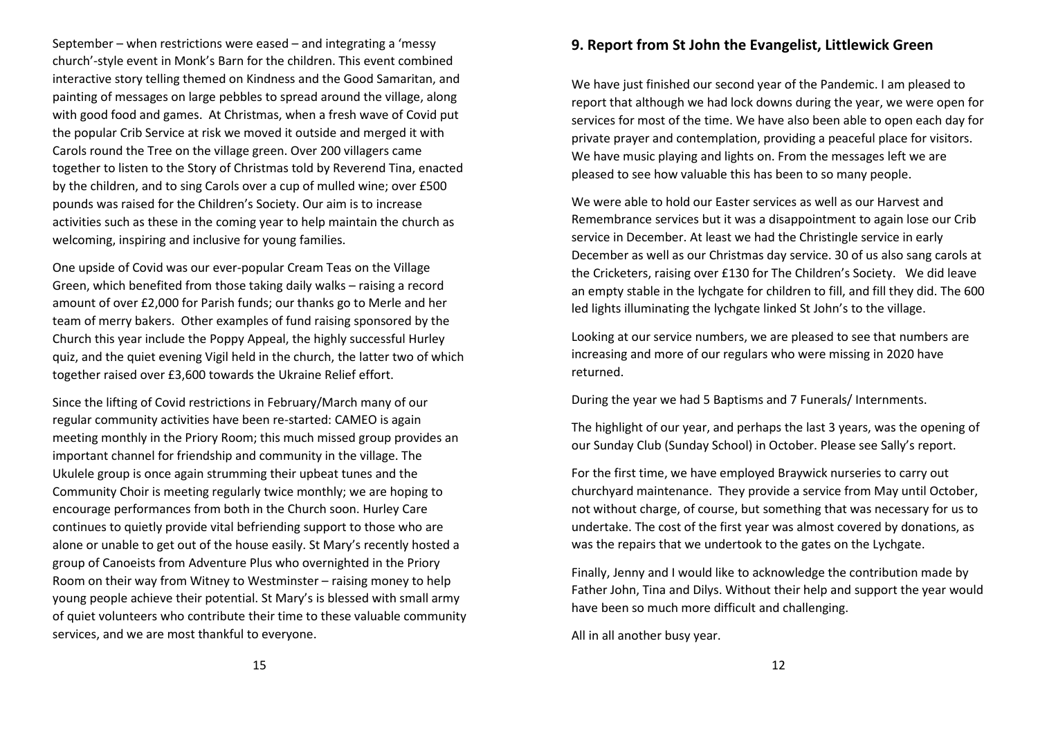September – when restrictions were eased – and integrating a 'messy church'-style event in Monk's Barn for the children. This event combined interactive story telling themed on Kindness and the Good Samaritan, and painting of messages on large pebbles to spread around the village, along with good food and games. At Christmas, when a fresh wave of Covid put the popular Crib Service at risk we moved it outside and merged it with Carols round the Tree on the village green. Over 200 villagers came together to listen to the Story of Christmas told by Reverend Tina, enacted by the children, and to sing Carols over a cup of mulled wine; over £500 pounds was raised for the Children's Society. Our aim is to increase activities such as these in the coming year to help maintain the church as welcoming, inspiring and inclusive for young families.

One upside of Covid was our ever-popular Cream Teas on the Village Green, which benefited from those taking daily walks – raising a record amount of over £2,000 for Parish funds; our thanks go to Merle and her team of merry bakers. Other examples of fund raising sponsored by the Church this year include the Poppy Appeal, the highly successful Hurley quiz, and the quiet evening Vigil held in the church, the latter two of which together raised over £3,600 towards the Ukraine Relief effort.

Since the lifting of Covid restrictions in February/March many of our regular community activities have been re-started: CAMEO is again meeting monthly in the Priory Room; this much missed group provides an important channel for friendship and community in the village. The Ukulele group is once again strumming their upbeat tunes and the Community Choir is meeting regularly twice monthly; we are hoping to encourage performances from both in the Church soon. Hurley Care continues to quietly provide vital befriending support to those who are alone or unable to get out of the house easily. St Mary's recently hosted a group of Canoeists from Adventure Plus who overnighted in the Priory Room on their way from Witney to Westminster – raising money to help young people achieve their potential. St Mary's is blessed with small army of quiet volunteers who contribute their time to these valuable community services, and we are most thankful to everyone.

## 9. Report from St John the Evangelist, Littlewick Green

We have just finished our second year of the Pandemic. I am pleased to report that although we had lock downs during the year, we were open for services for most of the time. We have also been able to open each day for private prayer and contemplation, providing a peaceful place for visitors. We have music playing and lights on. From the messages left we are pleased to see how valuable this has been to so many people.

We were able to hold our Easter services as well as our Harvest and Remembrance services but it was a disappointment to again lose our Crib service in December. At least we had the Christingle service in early December as well as our Christmas day service. 30 of us also sang carols at the Cricketers, raising over £130 for The Children's Society. We did leave an empty stable in the lychgate for children to fill, and fill they did. The 600 led lights illuminating the lychgate linked St John's to the village.

Looking at our service numbers, we are pleased to see that numbers are increasing and more of our regulars who were missing in 2020 have returned.

During the year we had 5 Baptisms and 7 Funerals/ Internments.

The highlight of our year, and perhaps the last 3 years, was the opening of our Sunday Club (Sunday School) in October. Please see Sally's report.

For the first time, we have employed Braywick nurseries to carry out churchyard maintenance. They provide a service from May until October, not without charge, of course, but something that was necessary for us to undertake. The cost of the first year was almost covered by donations, as was the repairs that we undertook to the gates on the Lychgate.

Finally, Jenny and I would like to acknowledge the contribution made by Father John, Tina and Dilys. Without their help and support the year would have been so much more difficult and challenging.

All in all another busy year.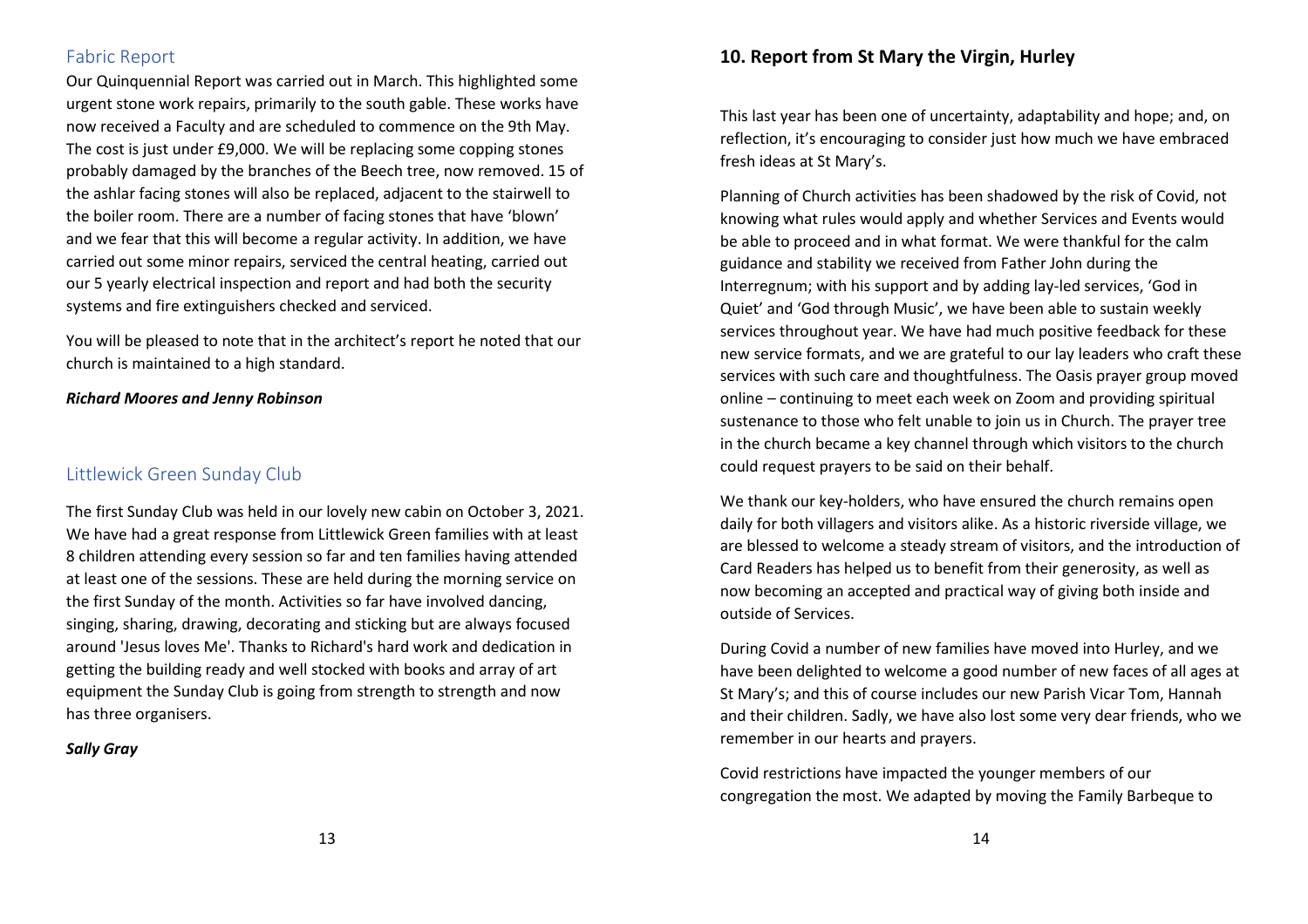## Fabric Report

Our Quinquennial Report was carried out in March. This highlighted some urgent stone work repairs, primarily to the south gable. These works have now received a Faculty and are scheduled to commence on the 9th May. The cost is just under £9,000. We will be replacing some copping stones probably damaged by the branches of the Beech tree, now removed. 15 of the ashlar facing stones will also be replaced, adjacent to the stairwell to the boiler room. There are a number of facing stones that have 'blown' and we fear that this will become a regular activity. In addition, we have carried out some minor repairs, serviced the central heating, carried out our 5 yearly electrical inspection and report and had both the security systems and fire extinguishers checked and serviced.

You will be pleased to note that in the architect's report he noted that our church is maintained to a high standard.

***Richard Moores and Jenny Robinson***

## Littlewick Green Sunday Club

The first Sunday Club was held in our lovely new cabin on October 3, 2021. We have had a great response from Littlewick Green families with at least 8 children attending every session so far and ten families having attended at least one of the sessions. These are held during the morning service on the first Sunday of the month. Activities so far have involved dancing, singing, sharing, drawing, decorating and sticking but are always focused around 'Jesus loves Me'. Thanks to Richard's hard work and dedication in getting the building ready and well stocked with books and array of art equipment the Sunday Club is going from strength to strength and now has three organisers.

***Sally Gray***

## 10. Report from St Mary the Virgin, Hurley

This last year has been one of uncertainty, adaptability and hope; and, on reflection, it's encouraging to consider just how much we have embraced fresh ideas at St Mary's.

Planning of Church activities has been shadowed by the risk of Covid, not knowing what rules would apply and whether Services and Events would be able to proceed and in what format. We were thankful for the calm guidance and stability we received from Father John during the Interregnum; with his support and by adding lay-led services, 'God in Quiet' and 'God through Music', we have been able to sustain weekly services throughout year. We have had much positive feedback for these new service formats, and we are grateful to our lay leaders who craft these services with such care and thoughtfulness. The Oasis prayer group moved online – continuing to meet each week on Zoom and providing spiritual sustenance to those who felt unable to join us in Church. The prayer tree in the church became a key channel through which visitors to the church could request prayers to be said on their behalf.

We thank our key-holders, who have ensured the church remains open daily for both villagers and visitors alike. As a historic riverside village, we are blessed to welcome a steady stream of visitors, and the introduction of Card Readers has helped us to benefit from their generosity, as well as now becoming an accepted and practical way of giving both inside and outside of Services.

During Covid a number of new families have moved into Hurley, and we have been delighted to welcome a good number of new faces of all ages at St Mary's; and this of course includes our new Parish Vicar Tom, Hannah and their children. Sadly, we have also lost some very dear friends, who we remember in our hearts and prayers.

Covid restrictions have impacted the younger members of our congregation the most. We adapted by moving the Family Barbeque to